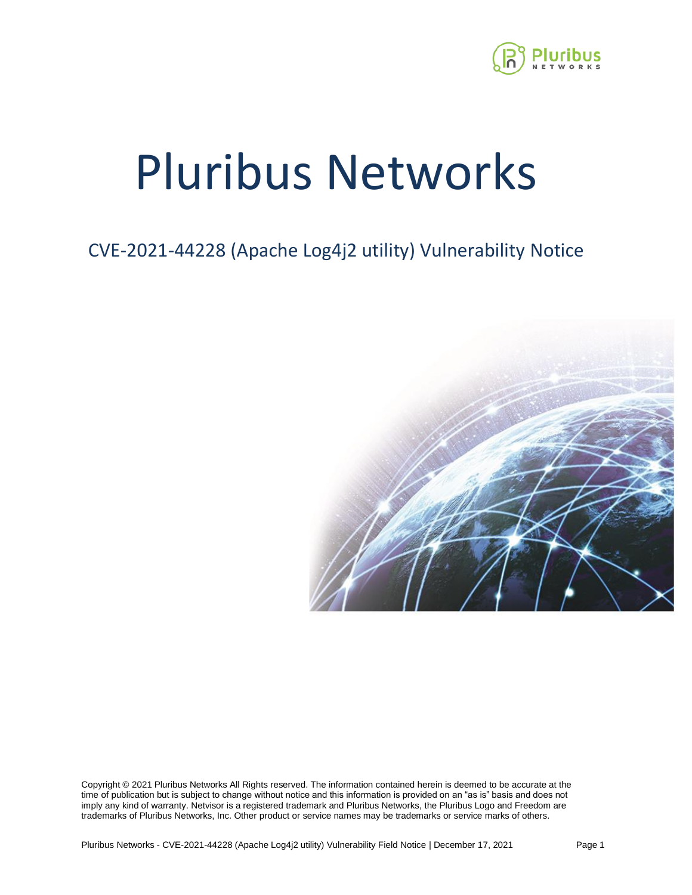# Pluribus Networks

## CVE-2021-44228 (Apache Log4j2 utility) Vulnerability Notice

Copyright © 2021 Pluribus Networks All Rights reserved. The information contained herein is deemed to be accurate at the time of publication but is subject to change without notice and this information is provided on an "as is" basis and does not imply any kind of warranty. Netvisor is a registered trademark and Pluribus Networks, the Pluribus Logo and Freedom are trademarks of Pluribus Networks, Inc. Other product or service names may be trademarks or service marks of others.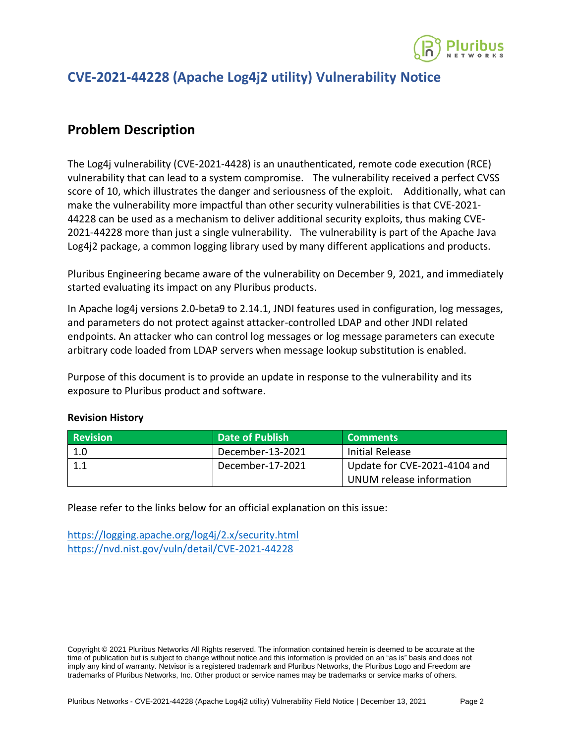# CVE-2021-44228 (Apache Log4j2 utility) Vulnerability Notice

## Problem Description

The Log4j vulnerability (CVE-2021-4428) is an unauthenticated, remote code execution (RCE) vulnerability that can lead to a system compromise. The vulnerability received a perfect CVSS score of 10, which illustrates the danger and seriousness of the exploit. Additionally, what can make the vulnerability more impactful than other security vulnerabilities is that CVE-2021-44228 can be used as a mechanism to deliver additional security exploits, thus making CVE-2021-44228 more than just a single vulnerability. The vulnerability is part of the Apache Java Log4j2 package, a common logging library used by many different applications and products.

Pluribus Engineering became aware of the vulnerability on December 9, 2021, and immediately started evaluating its impact on any Pluribus products.

In Apache log4j versions 2.0-beta9 to 2.14.1, JNDI features used in configuration, log messages, and parameters do not protect against attacker-controlled LDAP and other JNDI related endpoints. An attacker who can control log messages or log message parameters can execute arbitrary code loaded from LDAP servers when message lookup substitution is enabled.

Purpose of this document is to provide an update in response to the vulnerability and its exposure to Pluribus product and software.

**Revision History**

| Revision | Date of Publish | Comments |
| --- | --- | --- |
| 1.0 | December-13-2021 | Initial Release |
| 1.1 | December-17-2021 | Update for CVE-2021-4104 and UNUM release information |

Please refer to the links below for an official explanation on this issue:

https://logging.apache.org/log4j/2.x/security.html
https://nvd.nist.gov/vuln/detail/CVE-2021-44228

Copyright © 2021 Pluribus Networks All Rights reserved. The information contained herein is deemed to be accurate at the time of publication but is subject to change without notice and this information is provided on an "as is" basis and does not imply any kind of warranty. Netvisor is a registered trademark and Pluribus Networks, the Pluribus Logo and Freedom are trademarks of Pluribus Networks, Inc. Other product or service names may be trademarks or service marks of others.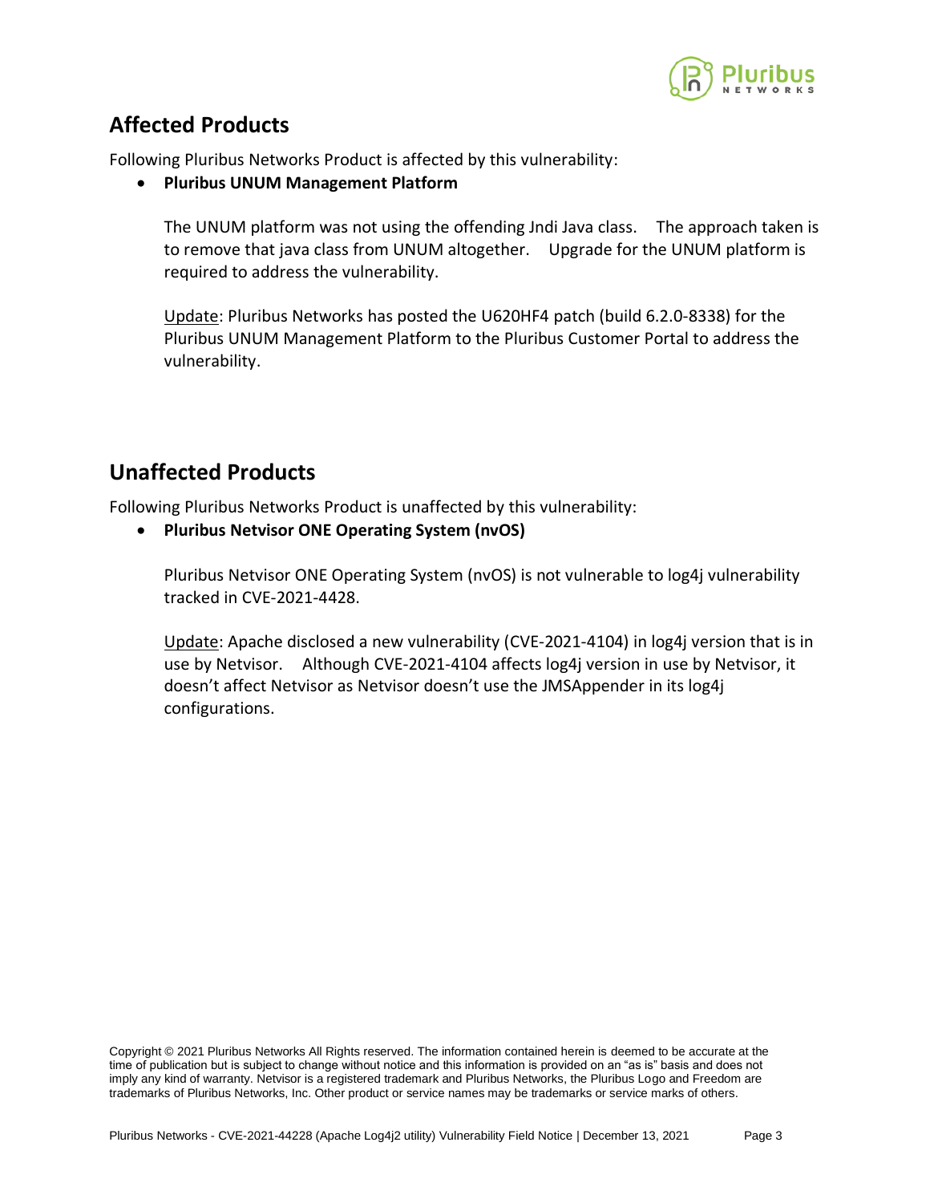## Affected Products

Following Pluribus Networks Product is affected by this vulnerability:

- **Pluribus UNUM Management Platform**

  The UNUM platform was not using the offending Jndi Java class. The approach taken is to remove that java class from UNUM altogether. Upgrade for the UNUM platform is required to address the vulnerability.

  Update: Pluribus Networks has posted the U620HF4 patch (build 6.2.0-8338) for the Pluribus UNUM Management Platform to the Pluribus Customer Portal to address the vulnerability.

## Unaffected Products

Following Pluribus Networks Product is unaffected by this vulnerability:

- **Pluribus Netvisor ONE Operating System (nvOS)**

  Pluribus Netvisor ONE Operating System (nvOS) is not vulnerable to log4j vulnerability tracked in CVE-2021-4428.

  Update: Apache disclosed a new vulnerability (CVE-2021-4104) in log4j version that is in use by Netvisor. Although CVE-2021-4104 affects log4j version in use by Netvisor, it doesn't affect Netvisor as Netvisor doesn't use the JMSAppender in its log4j configurations.

Copyright © 2021 Pluribus Networks All Rights reserved. The information contained herein is deemed to be accurate at the time of publication but is subject to change without notice and this information is provided on an "as is" basis and does not imply any kind of warranty. Netvisor is a registered trademark and Pluribus Networks, the Pluribus Logo and Freedom are trademarks of Pluribus Networks, Inc. Other product or service names may be trademarks or service marks of others.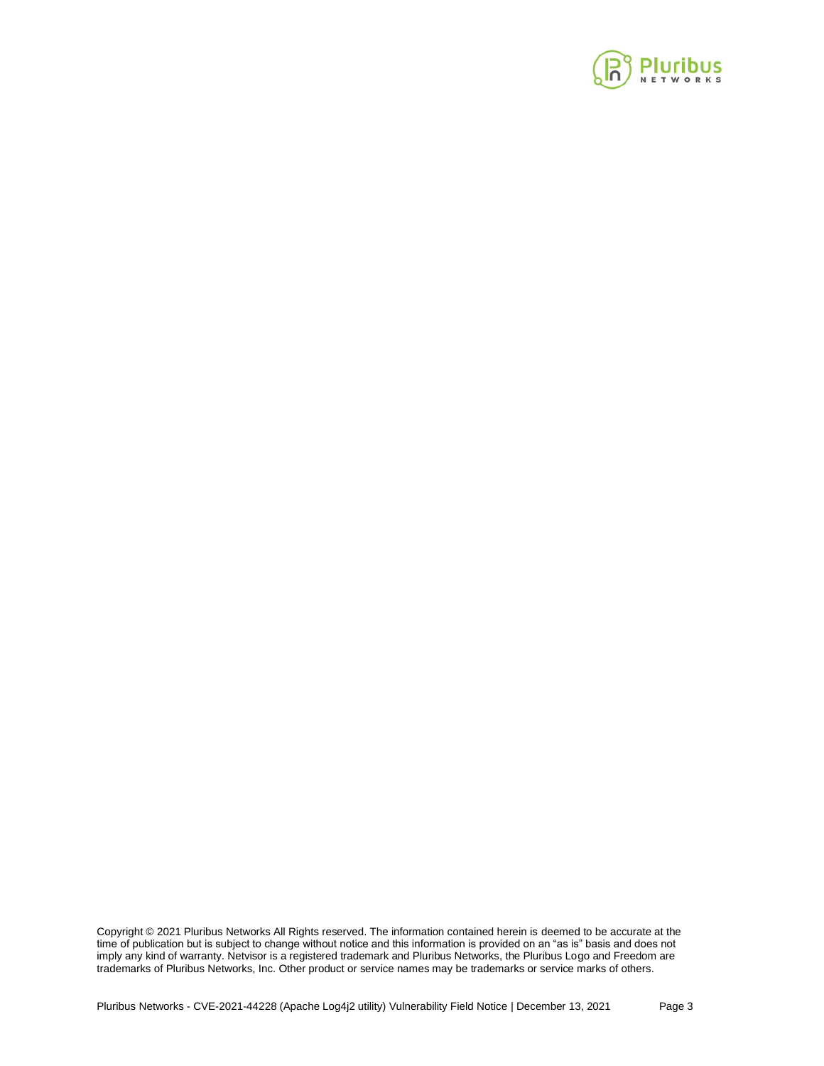Copyright © 2021 Pluribus Networks All Rights reserved. The information contained herein is deemed to be accurate at the time of publication but is subject to change without notice and this information is provided on an "as is" basis and does not imply any kind of warranty. Netvisor is a registered trademark and Pluribus Networks, the Pluribus Logo and Freedom are trademarks of Pluribus Networks, Inc. Other product or service names may be trademarks or service marks of others.